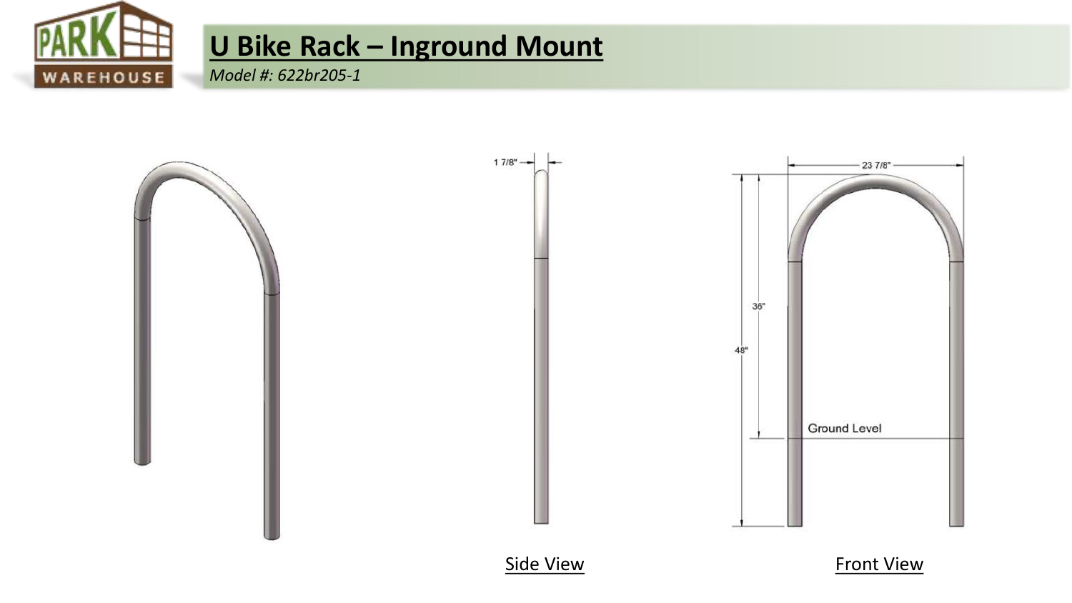# U Bike Rack – Inground Mount

*Model #: 622br205-1*

1 7/8"

23 7/8"

36"

48"

Ground Level

Side View

Front View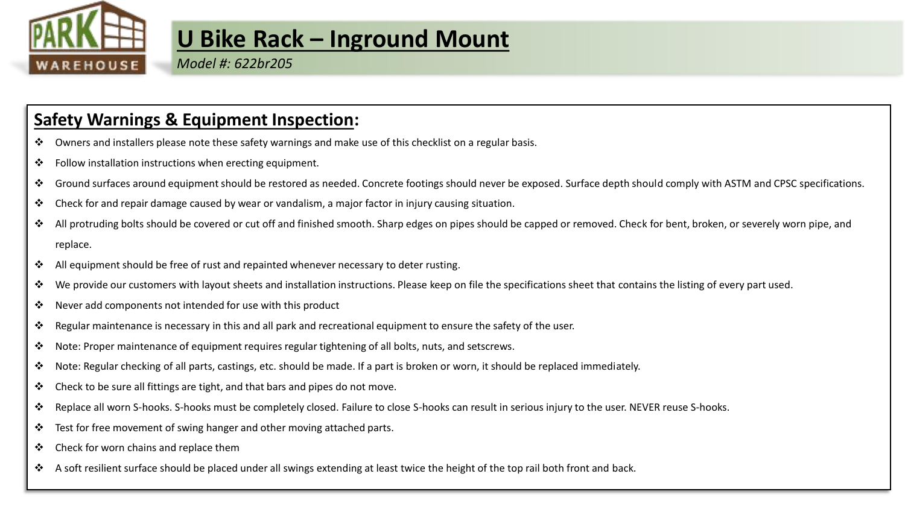# U Bike Rack – Inground Mount

*Model #: 622br205*

## Safety Warnings & Equipment Inspection:

- Owners and installers please note these safety warnings and make use of this checklist on a regular basis.
- Follow installation instructions when erecting equipment.
- Ground surfaces around equipment should be restored as needed. Concrete footings should never be exposed. Surface depth should comply with ASTM and CPSC specifications.
- Check for and repair damage caused by wear or vandalism, a major factor in injury causing situation.
- All protruding bolts should be covered or cut off and finished smooth. Sharp edges on pipes should be capped or removed. Check for bent, broken, or severely worn pipe, and replace.
- All equipment should be free of rust and repainted whenever necessary to deter rusting.
- We provide our customers with layout sheets and installation instructions. Please keep on file the specifications sheet that contains the listing of every part used.
- Never add components not intended for use with this product
- Regular maintenance is necessary in this and all park and recreational equipment to ensure the safety of the user.
- Note: Proper maintenance of equipment requires regular tightening of all bolts, nuts, and setscrews.
- Note: Regular checking of all parts, castings, etc. should be made. If a part is broken or worn, it should be replaced immediately.
- Check to be sure all fittings are tight, and that bars and pipes do not move.
- Replace all worn S-hooks. S-hooks must be completely closed. Failure to close S-hooks can result in serious injury to the user. NEVER reuse S-hooks.
- Test for free movement of swing hanger and other moving attached parts.
- Check for worn chains and replace them
- A soft resilient surface should be placed under all swings extending at least twice the height of the top rail both front and back.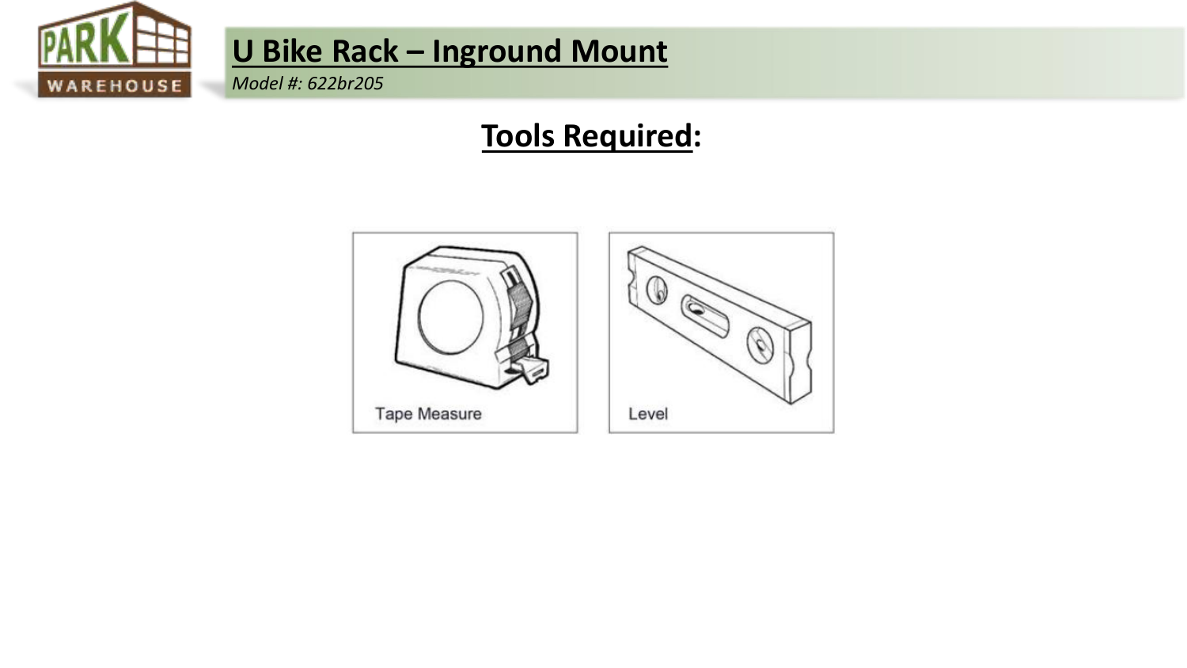# U Bike Rack – Inground Mount

*Model #: 622br205*

## Tools Required:

Tape Measure

Level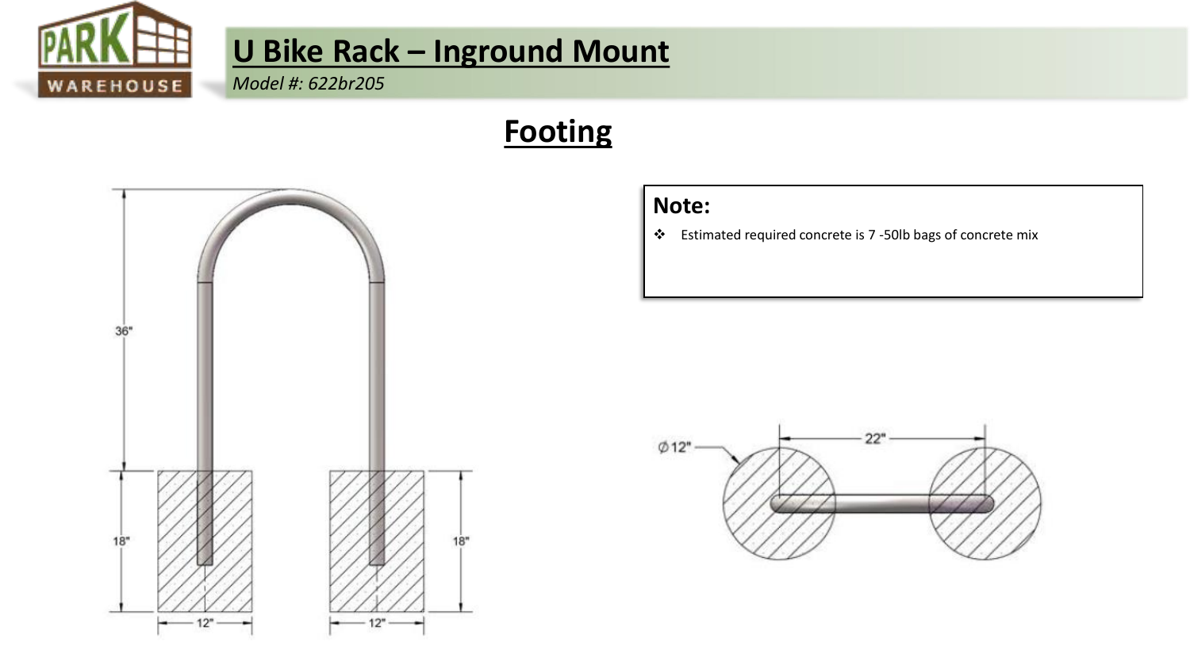# U Bike Rack – Inground Mount

*Model #: 622br205*

## Footing

**Note:**

- Estimated required concrete is 7 -50lb bags of concrete mix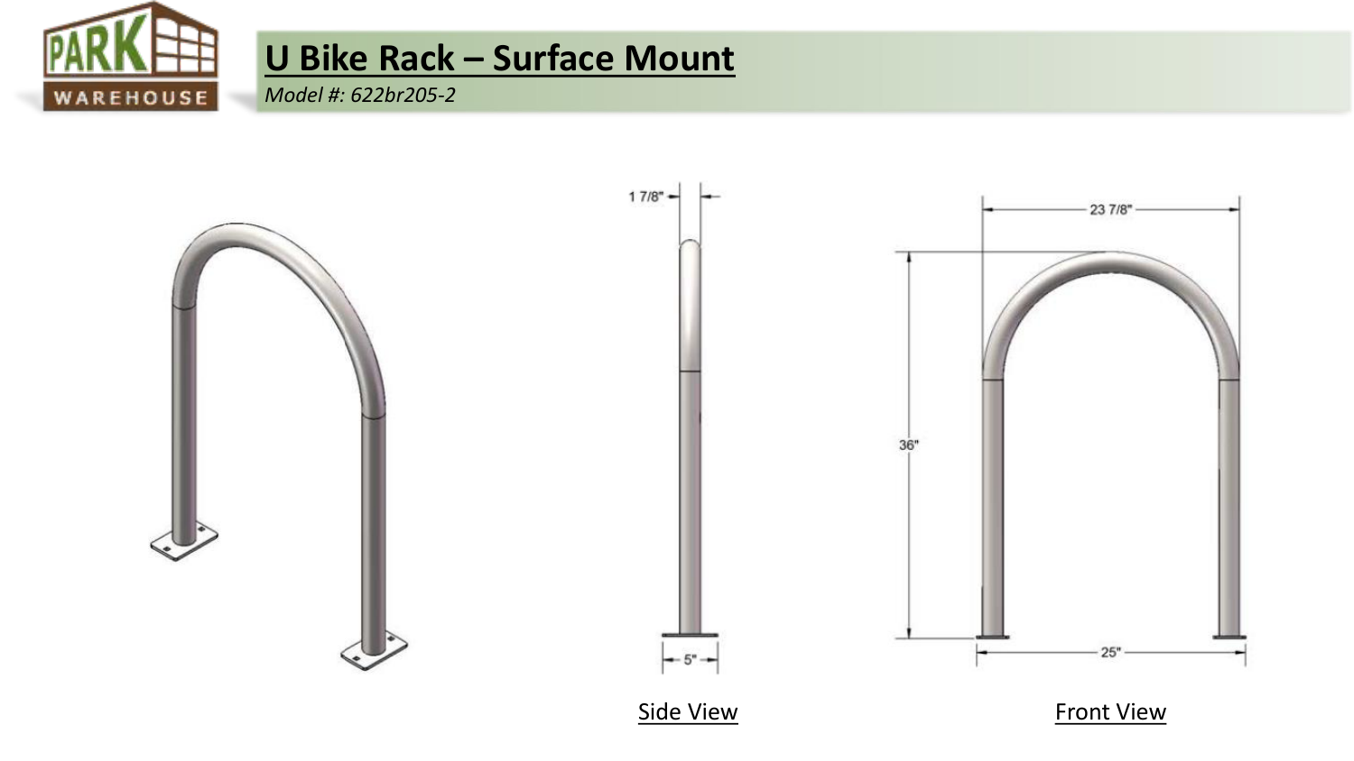# U Bike Rack – Surface Mount

*Model #: 622br205-2*

1 7/8"

5"

23 7/8"

36"

25"

Side View

Front View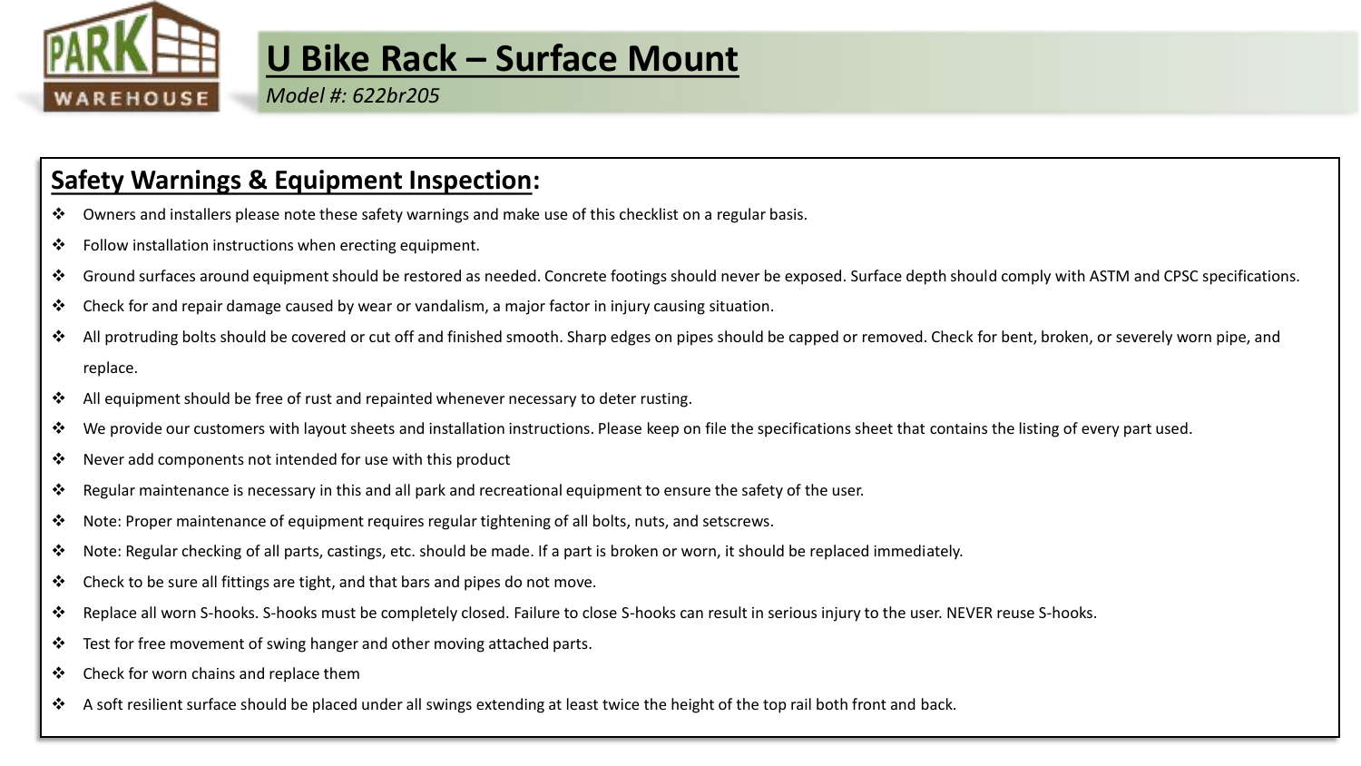# U Bike Rack – Surface Mount

*Model #: 622br205*

## Safety Warnings & Equipment Inspection:

- Owners and installers please note these safety warnings and make use of this checklist on a regular basis.
- Follow installation instructions when erecting equipment.
- Ground surfaces around equipment should be restored as needed. Concrete footings should never be exposed. Surface depth should comply with ASTM and CPSC specifications.
- Check for and repair damage caused by wear or vandalism, a major factor in injury causing situation.
- All protruding bolts should be covered or cut off and finished smooth. Sharp edges on pipes should be capped or removed. Check for bent, broken, or severely worn pipe, and replace.
- All equipment should be free of rust and repainted whenever necessary to deter rusting.
- We provide our customers with layout sheets and installation instructions. Please keep on file the specifications sheet that contains the listing of every part used.
- Never add components not intended for use with this product
- Regular maintenance is necessary in this and all park and recreational equipment to ensure the safety of the user.
- Note: Proper maintenance of equipment requires regular tightening of all bolts, nuts, and setscrews.
- Note: Regular checking of all parts, castings, etc. should be made. If a part is broken or worn, it should be replaced immediately.
- Check to be sure all fittings are tight, and that bars and pipes do not move.
- Replace all worn S-hooks. S-hooks must be completely closed. Failure to close S-hooks can result in serious injury to the user. NEVER reuse S-hooks.
- Test for free movement of swing hanger and other moving attached parts.
- Check for worn chains and replace them
- A soft resilient surface should be placed under all swings extending at least twice the height of the top rail both front and back.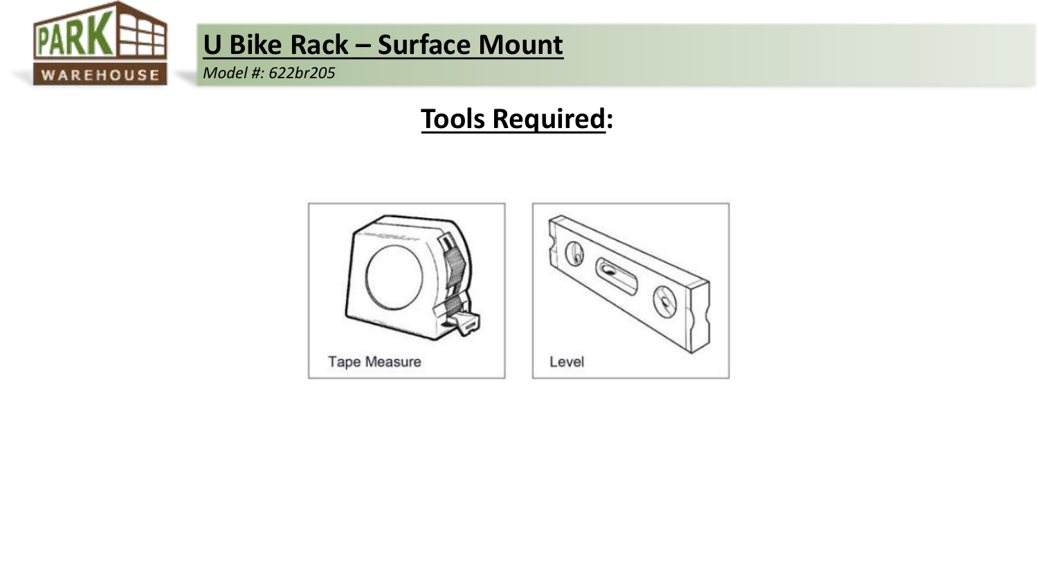# U Bike Rack – Surface Mount

*Model #: 622br205*

## Tools Required:

Tape Measure

Level